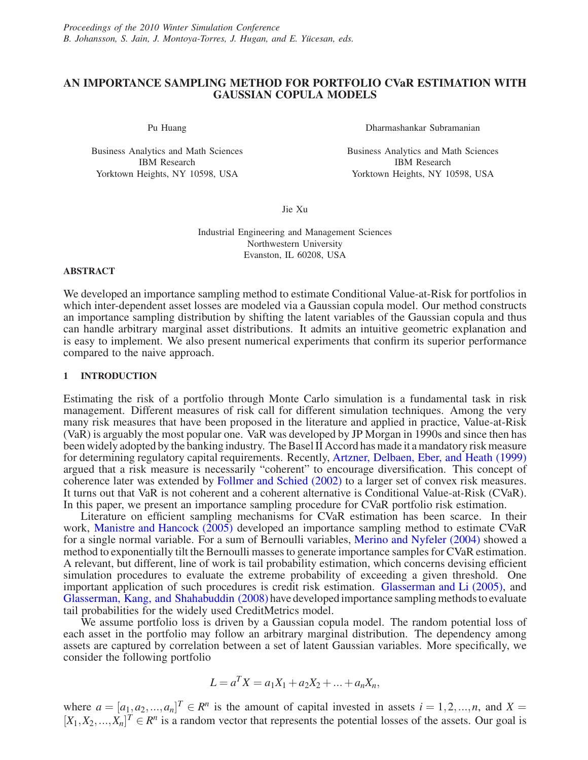*Proceedings of the 2010 Winter Simulation Conference*
*B. Johansson, S. Jain, J. Montoya-Torres, J. Hugan, and E. Yücesan, eds.*

# AN IMPORTANCE SAMPLING METHOD FOR PORTFOLIO CVaR ESTIMATION WITH GAUSSIAN COPULA MODELS

Pu Huang

Business Analytics and Math Sciences
IBM Research
Yorktown Heights, NY 10598, USA

Dharmashankar Subramanian

Business Analytics and Math Sciences
IBM Research
Yorktown Heights, NY 10598, USA

Jie Xu

Industrial Engineering and Management Sciences
Northwestern University
Evanston, IL 60208, USA

## ABSTRACT

We developed an importance sampling method to estimate Conditional Value-at-Risk for portfolios in which inter-dependent asset losses are modeled via a Gaussian copula model. Our method constructs an importance sampling distribution by shifting the latent variables of the Gaussian copula and thus can handle arbitrary marginal asset distributions. It admits an intuitive geometric explanation and is easy to implement. We also present numerical experiments that confirm its superior performance compared to the naive approach.

## 1 INTRODUCTION

Estimating the risk of a portfolio through Monte Carlo simulation is a fundamental task in risk management. Different measures of risk call for different simulation techniques. Among the very many risk measures that have been proposed in the literature and applied in practice, Value-at-Risk (VaR) is arguably the most popular one. VaR was developed by JP Morgan in 1990s and since then has been widely adopted by the banking industry. The Basel II Accord has made it a mandatory risk measure for determining regulatory capital requirements. Recently, Artzner, Delbaen, Eber, and Heath (1999) argued that a risk measure is necessarily "coherent" to encourage diversification. This concept of coherence later was extended by Follmer and Schied (2002) to a larger set of convex risk measures. It turns out that VaR is not coherent and a coherent alternative is Conditional Value-at-Risk (CVaR). In this paper, we present an importance sampling procedure for CVaR portfolio risk estimation.

Literature on efficient sampling mechanisms for CVaR estimation has been scarce. In their work, Manistre and Hancock (2005) developed an importance sampling method to estimate CVaR for a single normal variable. For a sum of Bernoulli variables, Merino and Nyfeler (2004) showed a method to exponentially tilt the Bernoulli masses to generate importance samples for CVaR estimation. A relevant, but different, line of work is tail probability estimation, which concerns devising efficient simulation procedures to evaluate the extreme probability of exceeding a given threshold. One important application of such procedures is credit risk estimation. Glasserman and Li (2005), and Glasserman, Kang, and Shahabuddin (2008) have developed importance sampling methods to evaluate tail probabilities for the widely used CreditMetrics model.

We assume portfolio loss is driven by a Gaussian copula model. The random potential loss of each asset in the portfolio may follow an arbitrary marginal distribution. The dependency among assets are captured by correlation between a set of latent Gaussian variables. More specifically, we consider the following portfolio

$$L = a^T X = a_1X_1 + a_2X_2 + ... + a_nX_n,$$

where $a = [a_1, a_2, ..., a_n]^T \in R^n$ is the amount of capital invested in assets $i = 1, 2, ..., n$, and $X = [X_1, X_2, ..., X_n]^T \in R^n$ is a random vector that represents the potential losses of the assets. Our goal is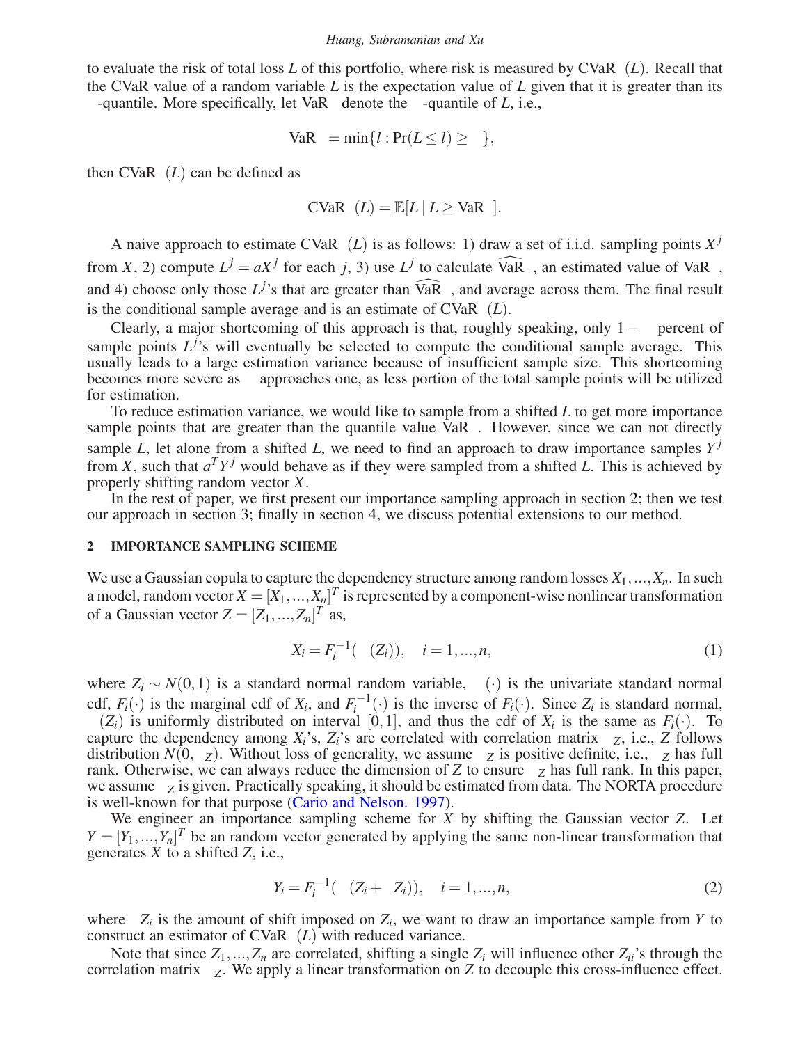to evaluate the risk of total loss $L$ of this portfolio, where risk is measured by $\text{CVaR}_\alpha(L)$. Recall that the CVaR value of a random variable $L$ is the expectation value of $L$ given that it is greater than its $\alpha$-quantile. More specifically, let $\text{VaR}_\alpha$ denote the $\alpha$-quantile of $L$, i.e.,

$$\text{VaR}_\alpha = \min\{l : \Pr(L \leq l) \geq \alpha\},$$

then $\text{CVaR}_\alpha(L)$ can be defined as

$$\text{CVaR}_\alpha(L) = \mathbb{E}[L \mid L \geq \text{VaR}_\alpha].$$

A naive approach to estimate $\text{CVaR}_\alpha(L)$ is as follows: 1) draw a set of i.i.d. sampling points $X^j$ from $X$, 2) compute $L^j = aX^j$ for each $j$, 3) use $L^j$ to calculate $\widehat{\text{VaR}}_\alpha$, an estimated value of $\text{VaR}_\alpha$, and 4) choose only those $L^j$'s that are greater than $\widehat{\text{VaR}}_\alpha$, and average across them. The final result is the conditional sample average and is an estimate of $\text{CVaR}_\alpha(L)$.

Clearly, a major shortcoming of this approach is that, roughly speaking, only $1-\alpha$ percent of sample points $L^j$'s will eventually be selected to compute the conditional sample average. This usually leads to a large estimation variance because of insufficient sample size. This shortcoming becomes more severe as $\alpha$ approaches one, as less portion of the total sample points will be utilized for estimation.

To reduce estimation variance, we would like to sample from a shifted $L$ to get more importance sample points that are greater than the quantile value $\text{VaR}_\alpha$. However, since we can not directly sample $L$, let alone from a shifted $L$, we need to find an approach to draw importance samples $Y^j$ from $X$, such that $a^T Y^j$ would behave as if they were sampled from a shifted $L$. This is achieved by properly shifting random vector $X$.

In the rest of paper, we first present our importance sampling approach in section 2; then we test our approach in section 3; finally in section 4, we discuss potential extensions to our method.

## 2 IMPORTANCE SAMPLING SCHEME

We use a Gaussian copula to capture the dependency structure among random losses $X_1, \dots, X_n$. In such a model, random vector $X = [X_1, \dots, X_n]^T$ is represented by a component-wise nonlinear transformation of a Gaussian vector $Z = [Z_1, \dots, Z_n]^T$ as,

$$X_i = F_i^{-1}(\Phi(Z_i)), \quad i = 1, \dots, n, \tag{1}$$

where $Z_i \sim N(0,1)$ is a standard normal random variable, $\Phi(\cdot)$ is the univariate standard normal cdf, $F_i(\cdot)$ is the marginal cdf of $X_i$, and $F_i^{-1}(\cdot)$ is the inverse of $F_i(\cdot)$. Since $Z_i$ is standard normal, $\Phi(Z_i)$ is uniformly distributed on interval $[0,1]$, and thus the cdf of $X_i$ is the same as $F_i(\cdot)$. To capture the dependency among $X_i$'s, $Z_i$'s are correlated with correlation matrix $\Sigma_Z$, i.e., $Z$ follows distribution $N(0, \Sigma_Z)$. Without loss of generality, we assume $\Sigma_Z$ is positive definite, i.e., $\Sigma_Z$ has full rank. Otherwise, we can always reduce the dimension of $Z$ to ensure $\Sigma_Z$ has full rank. In this paper, we assume $\Sigma_Z$ is given. Practically speaking, it should be estimated from data. The NORTA procedure is well-known for that purpose (Cario and Nelson. 1997).

We engineer an importance sampling scheme for $X$ by shifting the Gaussian vector $Z$. Let $Y = [Y_1, \dots, Y_n]^T$ be an random vector generated by applying the same non-linear transformation that generates $X$ to a shifted $Z$, i.e.,

$$Y_i = F_i^{-1}(\Phi(Z_i + \Delta Z_i)), \quad i = 1, \dots, n, \tag{2}$$

where $\Delta Z_i$ is the amount of shift imposed on $Z_i$, we want to draw an importance sample from $Y$ to construct an estimator of $\text{CVaR}_\alpha(L)$ with reduced variance.

Note that since $Z_1, \dots, Z_n$ are correlated, shifting a single $Z_i$ will influence other $Z_{ii}$'s through the correlation matrix $\Sigma_Z$. We apply a linear transformation on $Z$ to decouple this cross-influence effect.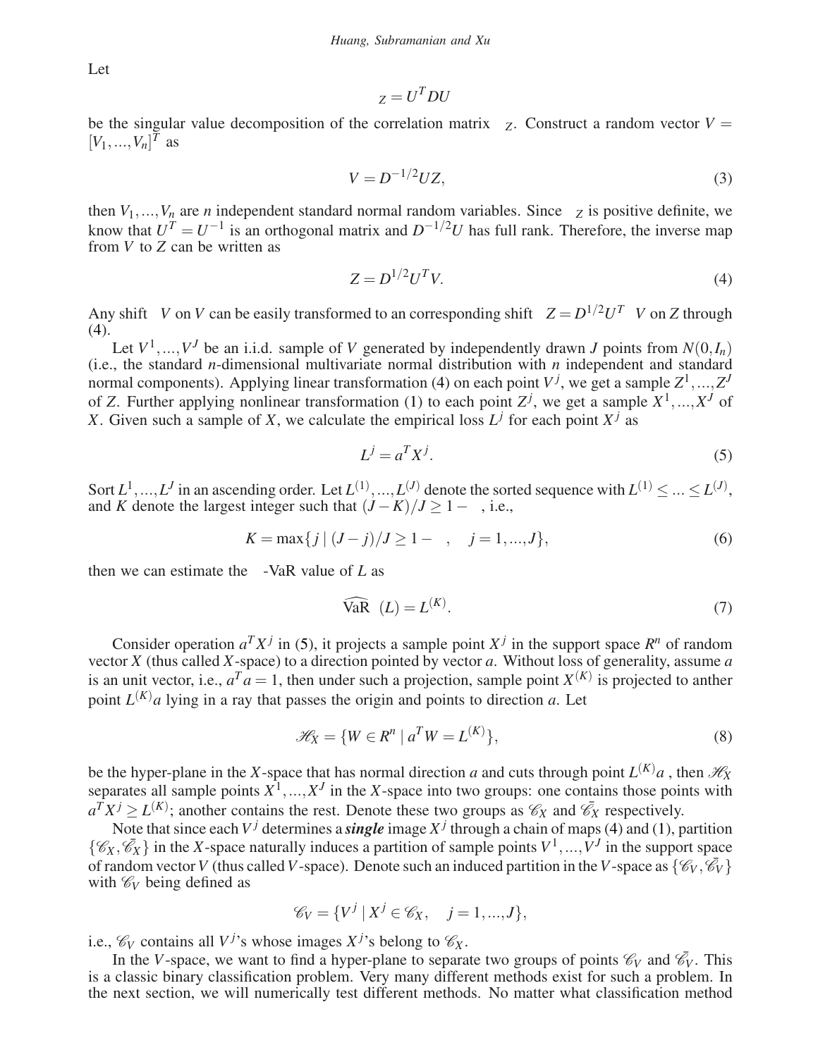Let

$$\Sigma_Z = U^T D U$$

be the singular value decomposition of the correlation matrix $\Sigma_Z$. Construct a random vector $V = [V_1, ..., V_n]^T$ as

$$V = D^{-1/2} U Z, \tag{3}$$

then $V_1, ..., V_n$ are $n$ independent standard normal random variables. Since $\Sigma_Z$ is positive definite, we know that $U^T = U^{-1}$ is an orthogonal matrix and $D^{-1/2}U$ has full rank. Therefore, the inverse map from $V$ to $Z$ can be written as

$$Z = D^{1/2} U^T V. \tag{4}$$

Any shift $\Delta V$ on $V$ can be easily transformed to an corresponding shift $\Delta Z = D^{1/2} U^T \Delta V$ on $Z$ through (4).

Let $V^1, ..., V^J$ be an i.i.d. sample of $V$ generated by independently drawn $J$ points from $N(0, I_n)$ (i.e., the standard $n$-dimensional multivariate normal distribution with $n$ independent and standard normal components). Applying linear transformation (4) on each point $V^j$, we get a sample $Z^1, ..., Z^J$ of $Z$. Further applying nonlinear transformation (1) to each point $Z^j$, we get a sample $X^1, ..., X^J$ of $X$. Given such a sample of $X$, we calculate the empirical loss $L^j$ for each point $X^j$ as

$$L^j = a^T X^j. \tag{5}$$

Sort $L^1, ..., L^J$ in an ascending order. Let $L^{(1)}, ..., L^{(J)}$ denote the sorted sequence with $L^{(1)} \leq ... \leq L^{(J)}$, and $K$ denote the largest integer such that $(J-K)/J \geq 1-\alpha$, i.e.,

$$K = \max\{j \mid (J-j)/J \geq 1-\alpha, \quad j = 1, ..., J\}, \tag{6}$$

then we can estimate the $\alpha$-VaR value of $L$ as

$$\widehat{\text{VaR}}_\alpha(L) = L^{(K)}. \tag{7}$$

Consider operation $a^T X^j$ in (5), it projects a sample point $X^j$ in the support space $R^n$ of random vector $X$ (thus called $X$-space) to a direction pointed by vector $a$. Without loss of generality, assume $a$ is an unit vector, i.e., $a^T a = 1$, then under such a projection, sample point $X^{(K)}$ is projected to anther point $L^{(K)} a$ lying in a ray that passes the origin and points to direction $a$. Let

$$\mathscr{H}_X = \{W \in R^n \mid a^T W = L^{(K)}\}, \tag{8}$$

be the hyper-plane in the $X$-space that has normal direction $a$ and cuts through point $L^{(K)} a$ , then $\mathscr{H}_X$ separates all sample points $X^1, ..., X^J$ in the $X$-space into two groups: one contains those points with $a^T X^j \geq L^{(K)}$; another contains the rest. Denote these two groups as $\mathscr{C}_X$ and $\bar{\mathscr{C}}_X$ respectively.

Note that since each $V^j$ determines a ***single*** image $X^j$ through a chain of maps (4) and (1), partition $\{\mathscr{C}_X, \bar{\mathscr{C}}_X\}$ in the $X$-space naturally induces a partition of sample points $V^1, ..., V^J$ in the support space of random vector $V$ (thus called $V$-space). Denote such an induced partition in the $V$-space as $\{\mathscr{C}_V, \bar{\mathscr{C}}_V\}$ with $\mathscr{C}_V$ being defined as

$$\mathscr{C}_V = \{V^j \mid X^j \in \mathscr{C}_X, \quad j = 1, ..., J\},$$

i.e., $\mathscr{C}_V$ contains all $V^j$'s whose images $X^j$'s belong to $\mathscr{C}_X$.

In the $V$-space, we want to find a hyper-plane to separate two groups of points $\mathscr{C}_V$ and $\bar{\mathscr{C}}_V$. This is a classic binary classification problem. Very many different methods exist for such a problem. In the next section, we will numerically test different methods. No matter what classification method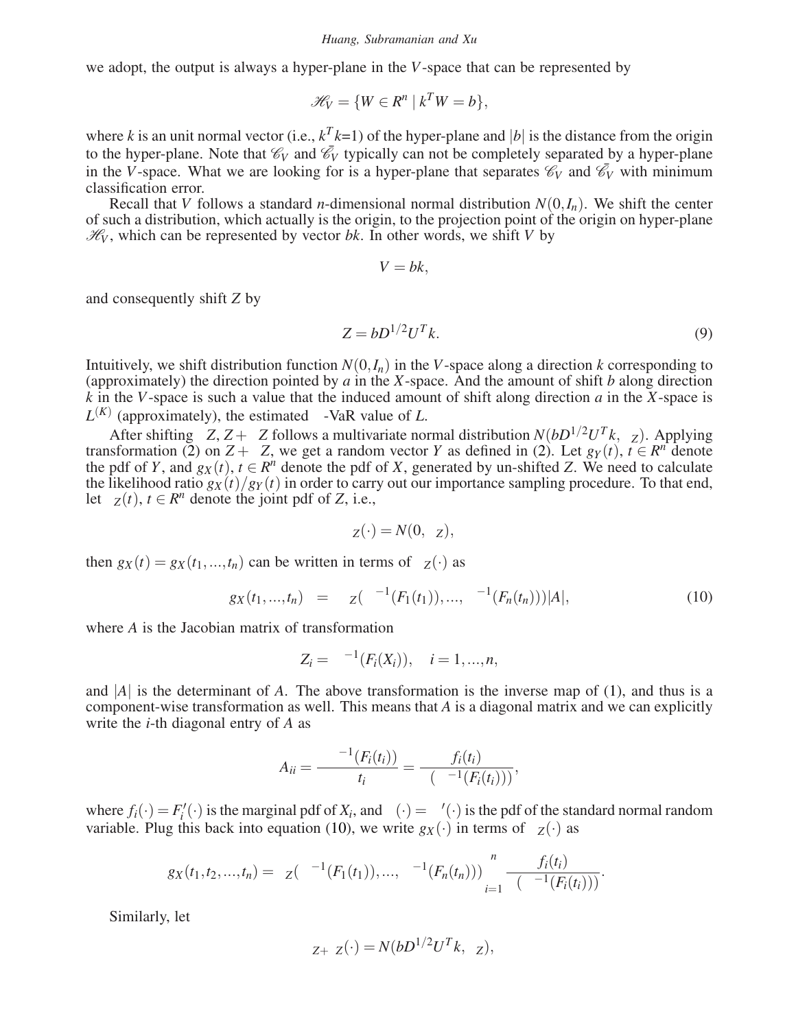we adopt, the output is always a hyper-plane in the $V$-space that can be represented by

$$\mathscr{H}_V = \{W \in R^n \mid k^T W = b\},$$

where $k$ is an unit normal vector (i.e., $k^T k$=1) of the hyper-plane and $|b|$ is the distance from the origin to the hyper-plane. Note that $\mathscr{C}_V$ and $\bar{\mathscr{C}}_V$ typically can not be completely separated by a hyper-plane in the $V$-space. What we are looking for is a hyper-plane that separates $\mathscr{C}_V$ and $\bar{\mathscr{C}}_V$ with minimum classification error.

Recall that $V$ follows a standard $n$-dimensional normal distribution $N(0, I_n)$. We shift the center of such a distribution, which actually is the origin, to the projection point of the origin on hyper-plane $\mathscr{H}_V$, which can be represented by vector $bk$. In other words, we shift $V$ by

$$\Delta V = bk,$$

and consequently shift $Z$ by

$$\Delta Z = bD^{1/2}U^T k. \tag{9}$$

Intuitively, we shift distribution function $N(0, I_n)$ in the $V$-space along a direction $k$ corresponding to (approximately) the direction pointed by $a$ in the $X$-space. And the amount of shift $b$ along direction $k$ in the $V$-space is such a value that the induced amount of shift along direction $a$ in the $X$-space is $L^{(K)}$ (approximately), the estimated $\alpha$-VaR value of $L$.

After shifting $\Delta Z$, $Z + \Delta Z$ follows a multivariate normal distribution $N(bD^{1/2}U^T k, \Sigma_Z)$. Applying transformation (2) on $Z + \Delta Z$, we get a random vector $Y$ as defined in (2). Let $g_Y(t)$, $t \in R^n$ denote the pdf of $Y$, and $g_X(t)$, $t \in R^n$ denote the pdf of $X$, generated by un-shifted $Z$. We need to calculate the likelihood ratio $g_X(t)/g_Y(t)$ in order to carry out our importance sampling procedure. To that end, let $\phi_Z(t)$, $t \in R^n$ denote the joint pdf of $Z$, i.e.,

$$\phi_Z(\cdot) = N(0, \Sigma_Z),$$

then $g_X(t) = g_X(t_1, ..., t_n)$ can be written in terms of $\phi_Z(\cdot)$ as

$$g_X(t_1, ..., t_n) \quad = \quad \phi_Z(\Phi^{-1}(F_1(t_1)), ..., \Phi^{-1}(F_n(t_n)))|A|, \tag{10}$$

where $A$ is the Jacobian matrix of transformation

$$Z_i = \Phi^{-1}(F_i(X_i)), \quad i = 1, ..., n,$$

and $|A|$ is the determinant of $A$. The above transformation is the inverse map of (1), and thus is a component-wise transformation as well. This means that $A$ is a diagonal matrix and we can explicitly write the $i$-th diagonal entry of $A$ as

$$A_{ii} = \frac{\partial \Phi^{-1}(F_i(t_i))}{\partial t_i} = \frac{f_i(t_i)}{\phi(\Phi^{-1}(F_i(t_i)))},$$

where $f_i(\cdot) = F_i'(\cdot)$ is the marginal pdf of $X_i$, and $\phi(\cdot) = \Phi'(\cdot)$ is the pdf of the standard normal random variable. Plug this back into equation (10), we write $g_X(\cdot)$ in terms of $\phi_Z(\cdot)$ as

$$g_X(t_1, t_2, ..., t_n) = \phi_Z(\Phi^{-1}(F_1(t_1)), ..., \Phi^{-1}(F_n(t_n))) \prod_{i=1}^{n} \frac{f_i(t_i)}{\phi(\Phi^{-1}(F_i(t_i)))}.$$

Similarly, let

$$\phi_{Z+\Delta Z}(\cdot) = N(bD^{1/2}U^T k, \Sigma_Z),$$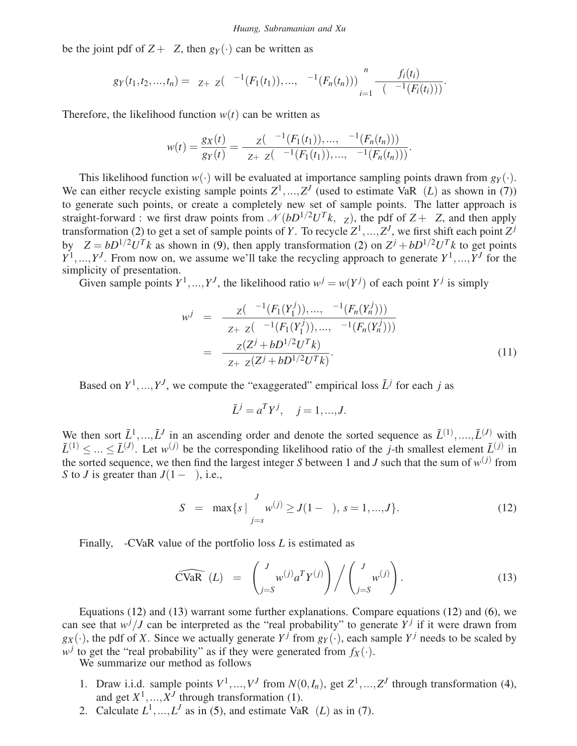be the joint pdf of $Z + \Delta Z$, then $g_Y(\cdot)$ can be written as

$$g_Y(t_1, t_2, ..., t_n) = \phi_{Z+\Delta Z}(\Phi^{-1}(F_1(t_1)), ..., \Phi^{-1}(F_n(t_n))) \prod_{i=1}^{n} \frac{f_i(t_i)}{\phi(\Phi^{-1}(F_i(t_i)))}.$$

Therefore, the likelihood function $w(t)$ can be written as

$$w(t) = \frac{g_X(t)}{g_Y(t)} = \frac{\phi_Z(\Phi^{-1}(F_1(t_1)), ..., \Phi^{-1}(F_n(t_n)))}{\phi_{Z+\Delta Z}(\Phi^{-1}(F_1(t_1)), ..., \Phi^{-1}(F_n(t_n)))}.$$

This likelihood function $w(\cdot)$ will be evaluated at importance sampling points drawn from $g_Y(\cdot)$. We can either recycle existing sample points $Z^1, ..., Z^J$ (used to estimate $\text{VaR}_\alpha(L)$ as shown in (7)) to generate such points, or create a completely new set of sample points. The latter approach is straight-forward : we first draw points from $\mathcal{N}(bD^{1/2}U^Tk, \Sigma_Z)$, the pdf of $Z + \Delta Z$, and then apply transformation (2) to get a set of sample points of $Y$. To recycle $Z^1, ..., Z^J$, we first shift each point $Z^j$ by $\Delta Z = bD^{1/2}U^Tk$ as shown in (9), then apply transformation (2) on $Z^j + bD^{1/2}U^Tk$ to get points $Y^1, ..., Y^J$. From now on, we assume we'll take the recycling approach to generate $Y^1, ..., Y^J$ for the simplicity of presentation.

Given sample points $Y^1, ..., Y^J$, the likelihood ratio $w^j = w(Y^j)$ of each point $Y^j$ is simply

$$\begin{aligned} w^j &= \frac{\phi_Z(\Phi^{-1}(F_1(Y_1^j)), ..., \Phi^{-1}(F_n(Y_n^j)))}{\phi_{Z+\Delta Z}(\Phi^{-1}(F_1(Y_1^j)), ..., \Phi^{-1}(F_n(Y_n^j)))} \\ &= \frac{\phi_Z(Z^j + bD^{1/2}U^Tk)}{\phi_{Z+\Delta Z}(Z^j + bD^{1/2}U^Tk)}. \end{aligned} \tag{11}$$

Based on $Y^1, ..., Y^J$, we compute the "exaggerated" empirical loss $\tilde{L}^j$ for each $j$ as

$$\tilde{L}^j = a^T Y^j, \quad j = 1, ..., J.$$

We then sort $\tilde{L}^1, ..., \tilde{L}^J$ in an ascending order and denote the sorted sequence as $\tilde{L}^{(1)}, ...., \tilde{L}^{(J)}$ with $\tilde{L}^{(1)} \leq ... \leq \tilde{L}^{(J)}$. Let $w^{(j)}$ be the corresponding likelihood ratio of the $j$-th smallest element $\tilde{L}^{(j)}$ in the sorted sequence, we then find the largest integer $S$ between 1 and $J$ such that the sum of $w^{(j)}$ from $S$ to $J$ is greater than $J(1-\alpha)$, i.e.,

$$S = \max\{s \mid \sum_{j=s}^{J} w^{(j)} \geq J(1-\alpha), \ s = 1, ..., J\}. \tag{12}$$

Finally, $\alpha$-CVaR value of the portfolio loss $L$ is estimated as

$$\widehat{\text{CVaR}}_\alpha(L) = \left( \sum_{j=S}^{J} w^{(j)} a^T Y^{(j)} \right) \Big/ \left( \sum_{j=S}^{J} w^{(j)} \right). \tag{13}$$

Equations (12) and (13) warrant some further explanations. Compare equations (12) and (6), we can see that $w^j/J$ can be interpreted as the "real probability" to generate $Y^j$ if it were drawn from $g_X(\cdot)$, the pdf of $X$. Since we actually generate $Y^j$ from $g_Y(\cdot)$, each sample $Y^j$ needs to be scaled by $w^j$ to get the "real probability" as if they were generated from $f_X(\cdot)$.

We summarize our method as follows

1. Draw i.i.d. sample points $V^1, ..., V^J$ from $N(0, I_n)$, get $Z^1, ..., Z^J$ through transformation (4), and get $X^1, ..., X^J$ through transformation (1).
2. Calculate $L^1, ..., L^J$ as in (5), and estimate $\text{VaR}_\alpha(L)$ as in (7).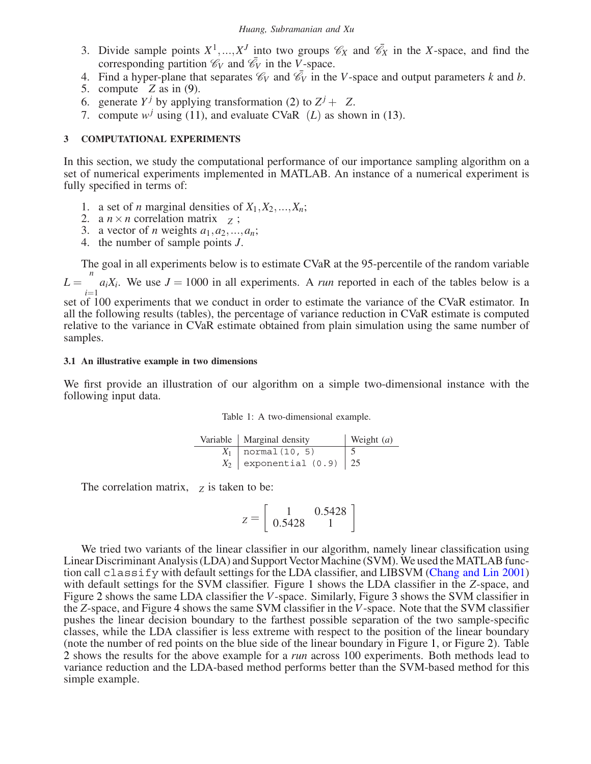3. Divide sample points $X^1,...,X^J$ into two groups $\mathscr{C}_X$ and $\bar{\mathscr{C}}_X$ in the $X$-space, and find the corresponding partition $\mathscr{C}_V$ and $\bar{\mathscr{C}}_V$ in the $V$-space.
4. Find a hyper-plane that separates $\mathscr{C}_V$ and $\bar{\mathscr{C}}_V$ in the $V$-space and output parameters $k$ and $b$.
5. compute $Z$ as in (9).
6. generate $Y^j$ by applying transformation (2) to $Z^j + Z$.
7. compute $w^j$ using (11), and evaluate CVaR $(L)$ as shown in (13).

## 3 COMPUTATIONAL EXPERIMENTS

In this section, we study the computational performance of our importance sampling algorithm on a set of numerical experiments implemented in MATLAB. An instance of a numerical experiment is fully specified in terms of:

1. a set of $n$ marginal densities of $X_1, X_2, ..., X_n$;
2. a $n \times n$ correlation matrix $_Z$;
3. a vector of $n$ weights $a_1, a_2, ..., a_n$;
4. the number of sample points $J$.

The goal in all experiments below is to estimate CVaR at the 95-percentile of the random variable $L = \sum_{i=1}^{n} a_i X_i$. We use $J = 1000$ in all experiments. A *run* reported in each of the tables below is a set of 100 experiments that we conduct in order to estimate the variance of the CVaR estimator. In all the following results (tables), the percentage of variance reduction in CVaR estimate is computed relative to the variance in CVaR estimate obtained from plain simulation using the same number of samples.

### 3.1 An illustrative example in two dimensions

We first provide an illustration of our algorithm on a simple two-dimensional instance with the following input data.

Table 1: A two-dimensional example.

| Variable | Marginal density | Weight ($a$) |
|---|---|---|
| $X_1$ | `normal(10, 5)` | 5 |
| $X_2$ | `exponential (0.9)` | 25 |

The correlation matrix, $_Z$ is taken to be:

$$
_Z = \begin{bmatrix} 1 & 0.5428 \\ 0.5428 & 1 \end{bmatrix}
$$

We tried two variants of the linear classifier in our algorithm, namely linear classification using Linear Discriminant Analysis (LDA) and Support Vector Machine (SVM). We used the MATLAB function call `classify` with default settings for the LDA classifier, and LIBSVM (Chang and Lin 2001) with default settings for the SVM classifier. Figure 1 shows the LDA classifier in the $Z$-space, and Figure 2 shows the same LDA classifier the $V$-space. Similarly, Figure 3 shows the SVM classifier in the $Z$-space, and Figure 4 shows the same SVM classifier in the $V$-space. Note that the SVM classifier pushes the linear decision boundary to the farthest possible separation of the two sample-specific classes, while the LDA classifier is less extreme with respect to the position of the linear boundary (note the number of red points on the blue side of the linear boundary in Figure 1, or Figure 2). Table 2 shows the results for the above example for a *run* across 100 experiments. Both methods lead to variance reduction and the LDA-based method performs better than the SVM-based method for this simple example.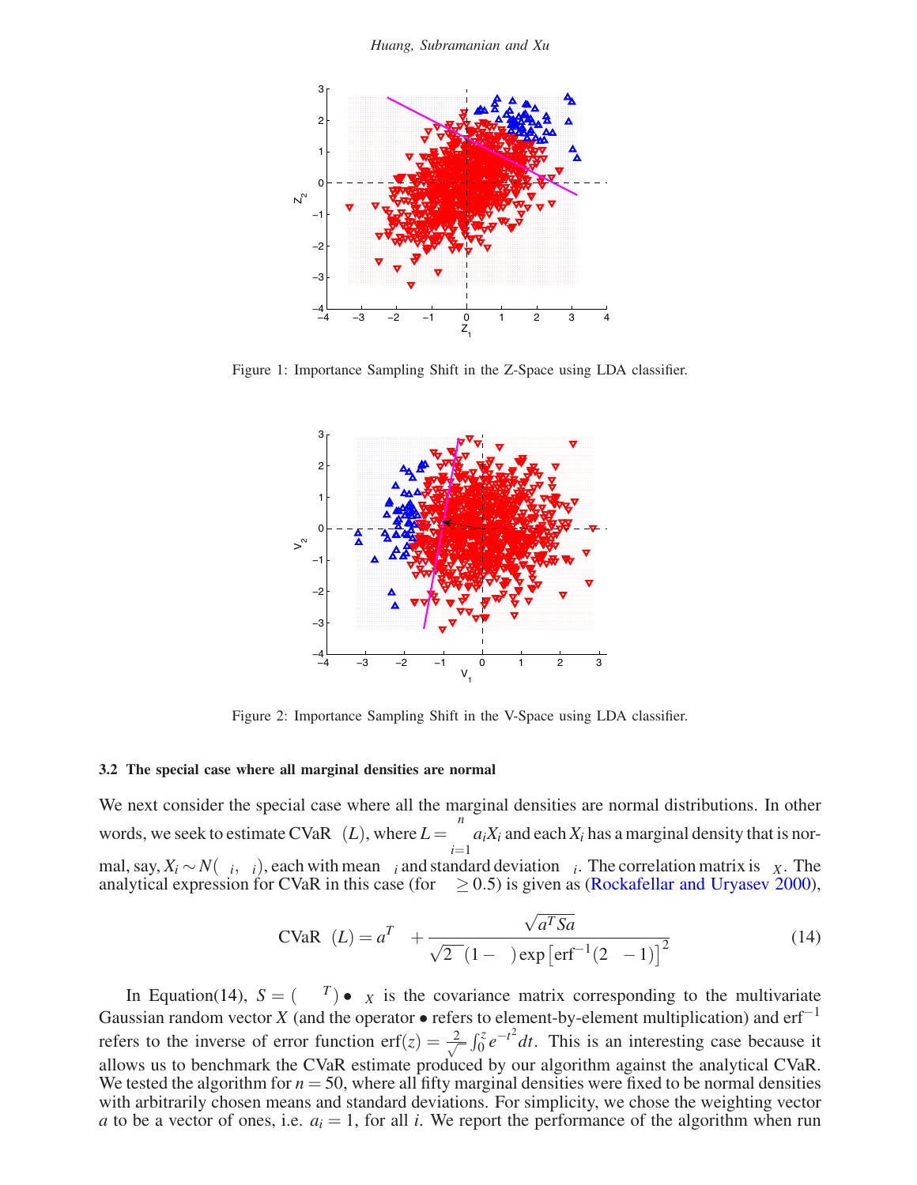Figure 1: Importance Sampling Shift in the Z-Space using LDA classifier.

Figure 2: Importance Sampling Shift in the V-Space using LDA classifier.

### 3.2 The special case where all marginal densities are normal

We next consider the special case where all the marginal densities are normal distributions. In other words, we seek to estimate $\text{CVaR}_\alpha(L)$, where $L = \sum_{i=1}^{n} a_i X_i$ and each $X_i$ has a marginal density that is normal, say, $X_i \sim N(\mu_i, \sigma_i)$, each with mean $\mu_i$ and standard deviation $\sigma_i$. The correlation matrix is $\Sigma_X$. The analytical expression for CVaR in this case (for $\alpha \geq 0.5$) is given as (Rockafellar and Uryasev 2000),

$$\text{CVaR}_\alpha(L) = a^T \mu + \frac{\sqrt{a^T S a}}{\sqrt{2\pi}(1-\alpha)\exp\left[\text{erf}^{-1}(2\alpha - 1)\right]^2} \tag{14}$$

In Equation(14), $S = (\sigma\sigma^T) \bullet \Sigma_X$ is the covariance matrix corresponding to the multivariate Gaussian random vector $X$ (and the operator $\bullet$ refers to element-by-element multiplication) and $\text{erf}^{-1}$ refers to the inverse of error function $\text{erf}(z) = \frac{2}{\sqrt{\pi}} \int_0^z e^{-t^2} dt$. This is an interesting case because it allows us to benchmark the CVaR estimate produced by our algorithm against the analytical CVaR. We tested the algorithm for $n = 50$, where all fifty marginal densities were fixed to be normal densities with arbitrarily chosen means and standard deviations. For simplicity, we chose the weighting vector $a$ to be a vector of ones, i.e. $a_i = 1$, for all $i$. We report the performance of the algorithm when run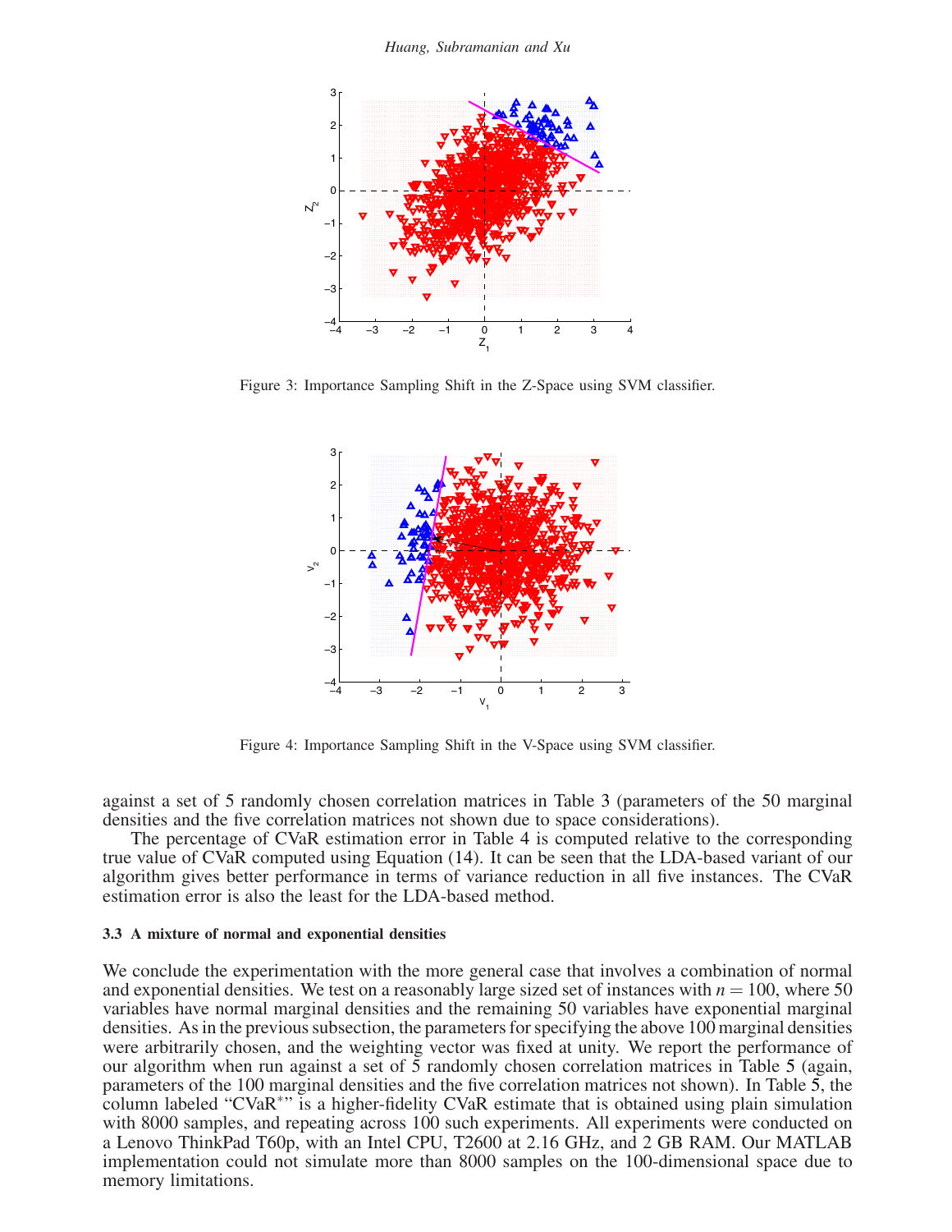Figure 3: Importance Sampling Shift in the Z-Space using SVM classifier.

Figure 4: Importance Sampling Shift in the V-Space using SVM classifier.

against a set of 5 randomly chosen correlation matrices in Table 3 (parameters of the 50 marginal densities and the five correlation matrices not shown due to space considerations).

The percentage of CVaR estimation error in Table 4 is computed relative to the corresponding true value of CVaR computed using Equation (14). It can be seen that the LDA-based variant of our algorithm gives better performance in terms of variance reduction in all five instances. The CVaR estimation error is also the least for the LDA-based method.

### 3.3 A mixture of normal and exponential densities

We conclude the experimentation with the more general case that involves a combination of normal and exponential densities. We test on a reasonably large sized set of instances with $n = 100$, where 50 variables have normal marginal densities and the remaining 50 variables have exponential marginal densities. As in the previous subsection, the parameters for specifying the above 100 marginal densities were arbitrarily chosen, and the weighting vector was fixed at unity. We report the performance of our algorithm when run against a set of 5 randomly chosen correlation matrices in Table 5 (again, parameters of the 100 marginal densities and the five correlation matrices not shown). In Table 5, the column labeled "CVaR$^*$" is a higher-fidelity CVaR estimate that is obtained using plain simulation with 8000 samples, and repeating across 100 such experiments. All experiments were conducted on a Lenovo ThinkPad T60p, with an Intel CPU, T2600 at 2.16 GHz, and 2 GB RAM. Our MATLAB implementation could not simulate more than 8000 samples on the 100-dimensional space due to memory limitations.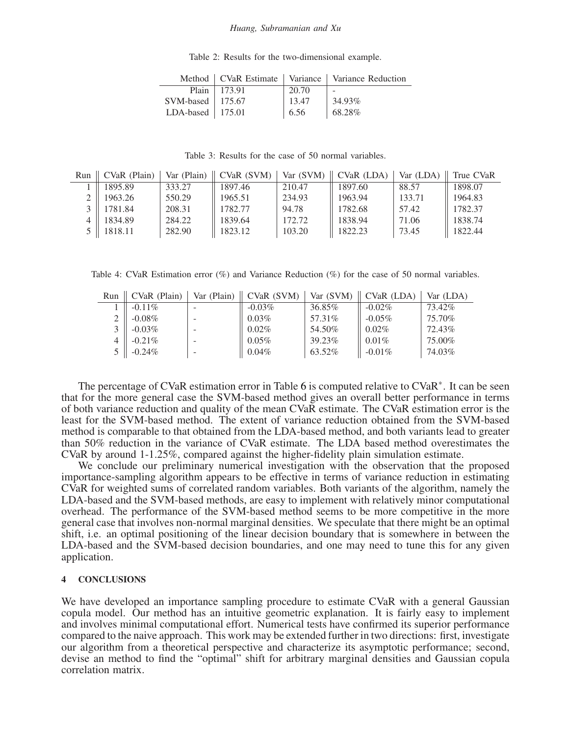Table 2: Results for the two-dimensional example.

| Method | CVaR Estimate | Variance | Variance Reduction |
|---|---|---|---|
| Plain | 173.91 | 20.70 | - |
| SVM-based | 175.67 | 13.47 | 34.93% |
| LDA-based | 175.01 | 6.56 | 68.28% |

Table 3: Results for the case of 50 normal variables.

| Run | CVaR (Plain) | Var (Plain) | CVaR (SVM) | Var (SVM) | CVaR (LDA) | Var (LDA) | True CVaR |
|---|---|---|---|---|---|---|---|
| 1 | 1895.89 | 333.27 | 1897.46 | 210.47 | 1897.60 | 88.57 | 1898.07 |
| 2 | 1963.26 | 550.29 | 1965.51 | 234.93 | 1963.94 | 133.71 | 1964.83 |
| 3 | 1781.84 | 208.31 | 1782.77 | 94.78 | 1782.68 | 57.42 | 1782.37 |
| 4 | 1834.89 | 284.22 | 1839.64 | 172.72 | 1838.94 | 71.06 | 1838.74 |
| 5 | 1818.11 | 282.90 | 1823.12 | 103.20 | 1822.23 | 73.45 | 1822.44 |

Table 4: CVaR Estimation error (%) and Variance Reduction (%) for the case of 50 normal variables.

| Run | CVaR (Plain) | Var (Plain) | CVaR (SVM) | Var (SVM) | CVaR (LDA) | Var (LDA) |
|---|---|---|---|---|---|---|
| 1 | -0.11% | - | -0.03% | 36.85% | -0.02% | 73.42% |
| 2 | -0.08% | - | 0.03% | 57.31% | -0.05% | 75.70% |
| 3 | -0.03% | - | 0.02% | 54.50% | 0.02% | 72.43% |
| 4 | -0.21% | - | 0.05% | 39.23% | 0.01% | 75.00% |
| 5 | -0.24% | - | 0.04% | 63.52% | -0.01% | 74.03% |

The percentage of CVaR estimation error in Table 6 is computed relative to $\text{CVaR}^*$. It can be seen that for the more general case the SVM-based method gives an overall better performance in terms of both variance reduction and quality of the mean CVaR estimate. The CVaR estimation error is the least for the SVM-based method. The extent of variance reduction obtained from the SVM-based method is comparable to that obtained from the LDA-based method, and both variants lead to greater than 50% reduction in the variance of CVaR estimate. The LDA based method overestimates the CVaR by around 1-1.25%, compared against the higher-fidelity plain simulation estimate.

We conclude our preliminary numerical investigation with the observation that the proposed importance-sampling algorithm appears to be effective in terms of variance reduction in estimating CVaR for weighted sums of correlated random variables. Both variants of the algorithm, namely the LDA-based and the SVM-based methods, are easy to implement with relatively minor computational overhead. The performance of the SVM-based method seems to be more competitive in the more general case that involves non-normal marginal densities. We speculate that there might be an optimal shift, i.e. an optimal positioning of the linear decision boundary that is somewhere in between the LDA-based and the SVM-based decision boundaries, and one may need to tune this for any given application.

## 4 CONCLUSIONS

We have developed an importance sampling procedure to estimate CVaR with a general Gaussian copula model. Our method has an intuitive geometric explanation. It is fairly easy to implement and involves minimal computational effort. Numerical tests have confirmed its superior performance compared to the naive approach. This work may be extended further in two directions: first, investigate our algorithm from a theoretical perspective and characterize its asymptotic performance; second, devise an method to find the "optimal" shift for arbitrary marginal densities and Gaussian copula correlation matrix.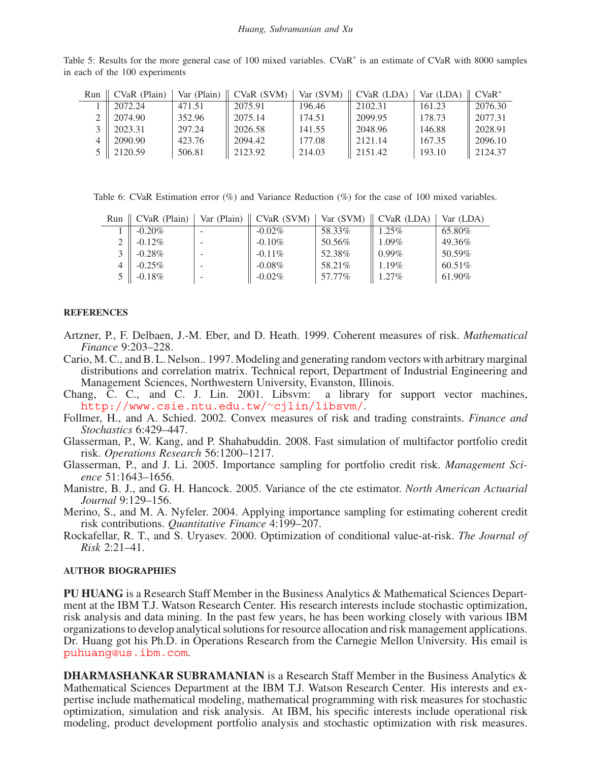Table 5: Results for the more general case of 100 mixed variables. CVaR* is an estimate of CVaR with 8000 samples in each of the 100 experiments

| Run | CVaR (Plain) | Var (Plain) | CVaR (SVM) | Var (SVM) | CVaR (LDA) | Var (LDA) | CVaR* |
|---|---|---|---|---|---|---|---|
| 1 | 2072.24 | 471.51 | 2075.91 | 196.46 | 2102.31 | 161.23 | 2076.30 |
| 2 | 2074.90 | 352.96 | 2075.14 | 174.51 | 2099.95 | 178.73 | 2077.31 |
| 3 | 2023.31 | 297.24 | 2026.58 | 141.55 | 2048.96 | 146.88 | 2028.91 |
| 4 | 2090.90 | 423.76 | 2094.42 | 177.08 | 2121.14 | 167.35 | 2096.10 |
| 5 | 2120.59 | 506.81 | 2123.92 | 214.03 | 2151.42 | 193.10 | 2124.37 |

Table 6: CVaR Estimation error (%) and Variance Reduction (%) for the case of 100 mixed variables.

| Run | CVaR (Plain) | Var (Plain) | CVaR (SVM) | Var (SVM) | CVaR (LDA) | Var (LDA) |
|---|---|---|---|---|---|---|
| 1 | -0.20% | - | -0.02% | 58.33% | 1.25% | 65.80% |
| 2 | -0.12% | - | -0.10% | 50.56% | 1.09% | 49.36% |
| 3 | -0.28% | - | -0.11% | 52.38% | 0.99% | 50.59% |
| 4 | -0.25% | - | -0.08% | 58.21% | 1.19% | 60.51% |
| 5 | -0.18% | - | -0.02% | 57.77% | 1.27% | 61.90% |

## REFERENCES

Artzner, P., F. Delbaen, J.-M. Eber, and D. Heath. 1999. Coherent measures of risk. *Mathematical Finance* 9:203–228.

Cario, M. C., and B. L. Nelson.. 1997. Modeling and generating random vectors with arbitrary marginal distributions and correlation matrix. Technical report, Department of Industrial Engineering and Management Sciences, Northwestern University, Evanston, Illinois.

Chang, C. C., and C. J. Lin. 2001. Libsvm: a library for support vector machines, http://www.csie.ntu.edu.tw/~cjlin/libsvm/.

Follmer, H., and A. Schied. 2002. Convex measures of risk and trading constraints. *Finance and Stochastics* 6:429–447.

Glasserman, P., W. Kang, and P. Shahabuddin. 2008. Fast simulation of multifactor portfolio credit risk. *Operations Research* 56:1200–1217.

Glasserman, P., and J. Li. 2005. Importance sampling for portfolio credit risk. *Management Science* 51:1643–1656.

Manistre, B. J., and G. H. Hancock. 2005. Variance of the cte estimator. *North American Actuarial Journal* 9:129–156.

Merino, S., and M. A. Nyfeler. 2004. Applying importance sampling for estimating coherent credit risk contributions. *Quantitative Finance* 4:199–207.

Rockafellar, R. T., and S. Uryasev. 2000. Optimization of conditional value-at-risk. *The Journal of Risk* 2:21–41.

## AUTHOR BIOGRAPHIES

**PU HUANG** is a Research Staff Member in the Business Analytics & Mathematical Sciences Department at the IBM T.J. Watson Research Center. His research interests include stochastic optimization, risk analysis and data mining. In the past few years, he has been working closely with various IBM organizations to develop analytical solutions for resource allocation and risk management applications. Dr. Huang got his Ph.D. in Operations Research from the Carnegie Mellon University. His email is puhuang@us.ibm.com.

**DHARMASHANKAR SUBRAMANIAN** is a Research Staff Member in the Business Analytics & Mathematical Sciences Department at the IBM T.J. Watson Research Center. His interests and expertise include mathematical modeling, mathematical programming with risk measures for stochastic optimization, simulation and risk analysis. At IBM, his specific interests include operational risk modeling, product development portfolio analysis and stochastic optimization with risk measures.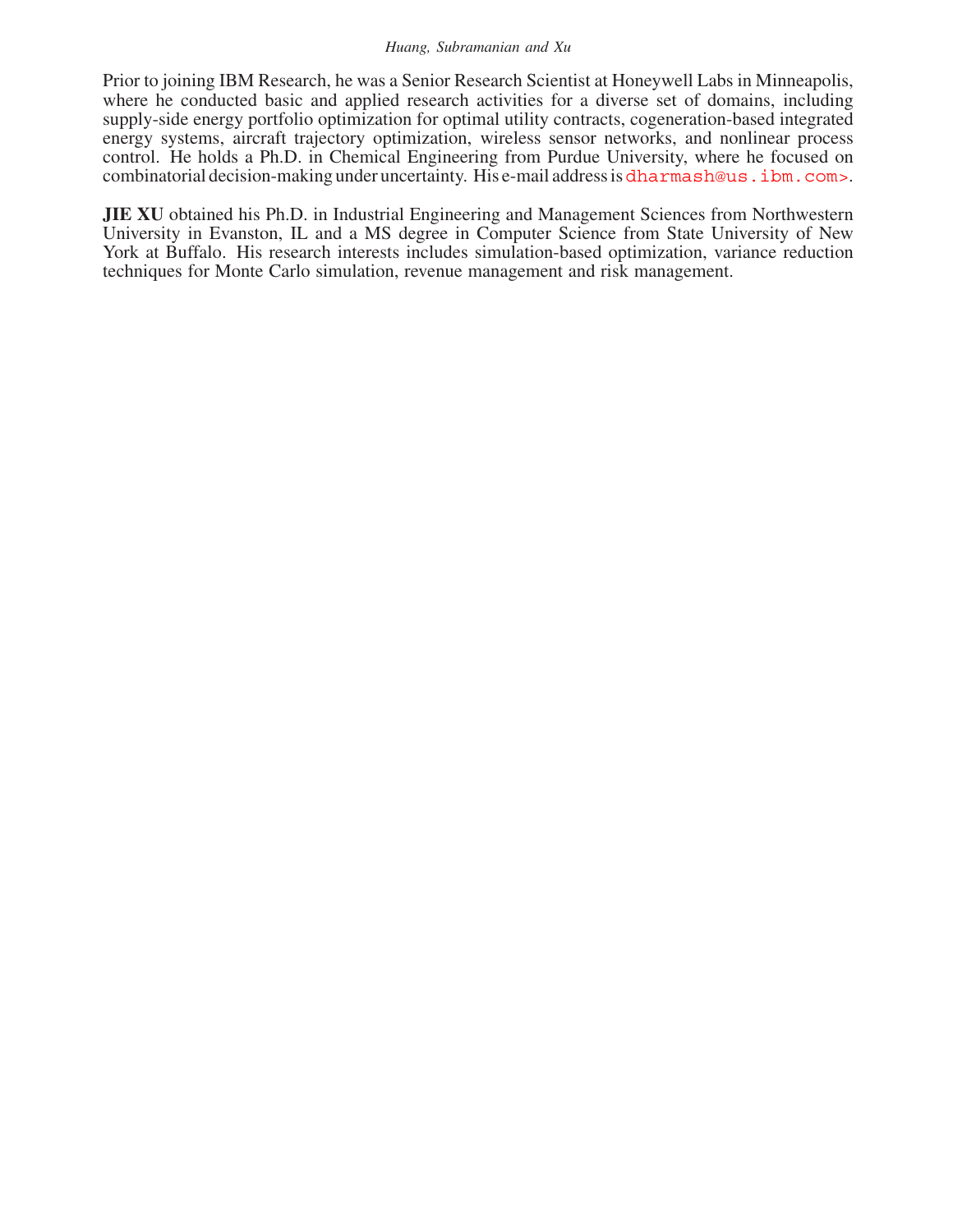Prior to joining IBM Research, he was a Senior Research Scientist at Honeywell Labs in Minneapolis, where he conducted basic and applied research activities for a diverse set of domains, including supply-side energy portfolio optimization for optimal utility contracts, cogeneration-based integrated energy systems, aircraft trajectory optimization, wireless sensor networks, and nonlinear process control. He holds a Ph.D. in Chemical Engineering from Purdue University, where he focused on combinatorial decision-making under uncertainty. His e-mail address is dharmash@us.ibm.com>.

**JIE XU** obtained his Ph.D. in Industrial Engineering and Management Sciences from Northwestern University in Evanston, IL and a MS degree in Computer Science from State University of New York at Buffalo. His research interests includes simulation-based optimization, variance reduction techniques for Monte Carlo simulation, revenue management and risk management.